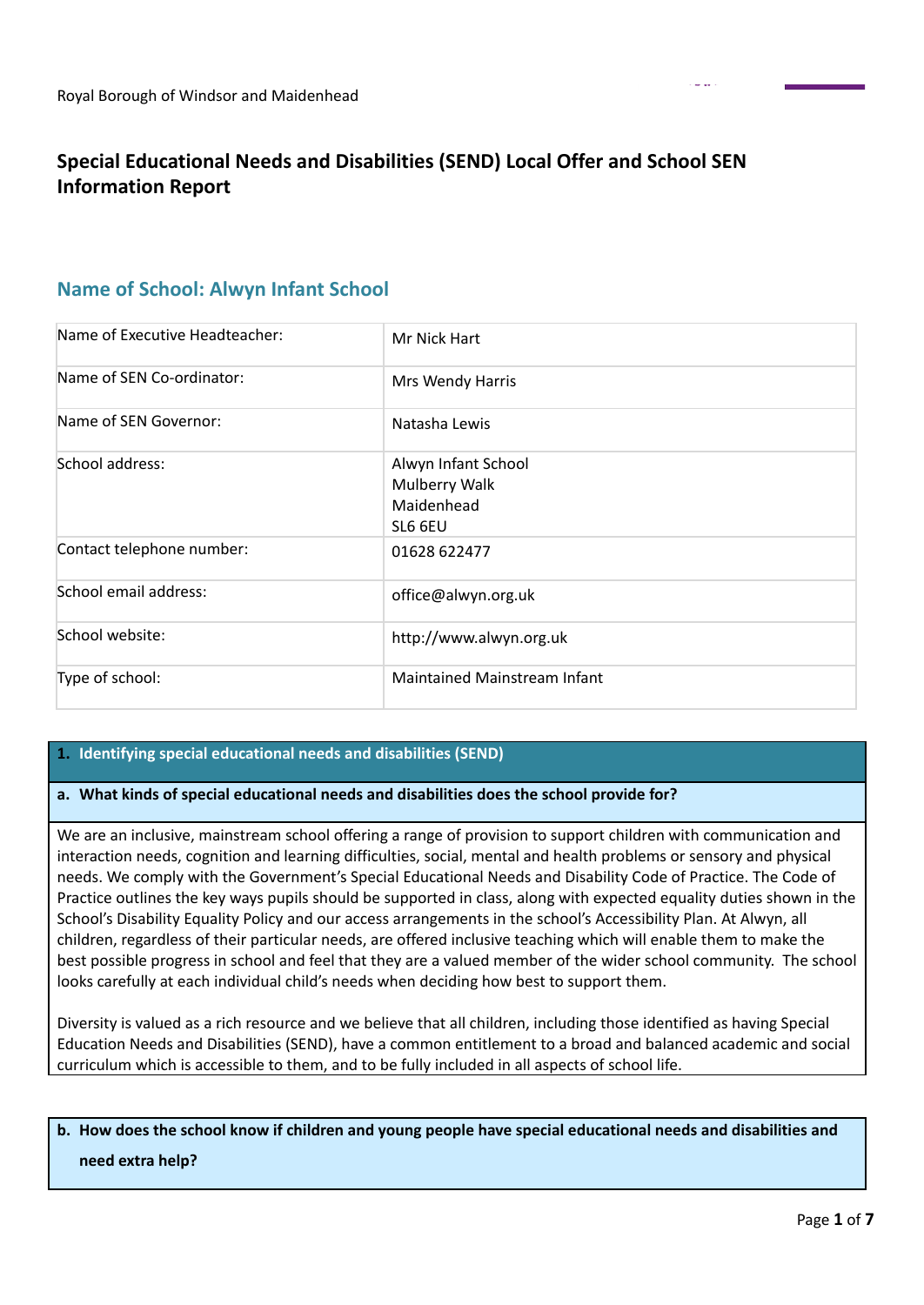Royal Borough of Windsor and Maidenhead

# Special Educational Needs and Disabilities (SEND) Local Offer and School SEN Information Report

## Name of School: Alwyn Infant School

| | |
|---|---|
| Name of Executive Headteacher: | Mr Nick Hart |
| Name of SEN Co-ordinator: | Mrs Wendy Harris |
| Name of SEN Governor: | Natasha Lewis |
| School address: | Alwyn Infant School<br>Mulberry Walk<br>Maidenhead<br>SL6 6EU |
| Contact telephone number: | 01628 622477 |
| School email address: | office@alwyn.org.uk |
| School website: | http://www.alwyn.org.uk |
| Type of school: | Maintained Mainstream Infant |

### 1. Identifying special educational needs and disabilities (SEND)

**a. What kinds of special educational needs and disabilities does the school provide for?**

We are an inclusive, mainstream school offering a range of provision to support children with communication and interaction needs, cognition and learning difficulties, social, mental and health problems or sensory and physical needs. We comply with the Government's Special Educational Needs and Disability Code of Practice. The Code of Practice outlines the key ways pupils should be supported in class, along with expected equality duties shown in the School's Disability Equality Policy and our access arrangements in the school's Accessibility Plan. At Alwyn, all children, regardless of their particular needs, are offered inclusive teaching which will enable them to make the best possible progress in school and feel that they are a valued member of the wider school community. The school looks carefully at each individual child's needs when deciding how best to support them.

Diversity is valued as a rich resource and we believe that all children, including those identified as having Special Education Needs and Disabilities (SEND), have a common entitlement to a broad and balanced academic and social curriculum which is accessible to them, and to be fully included in all aspects of school life.

**b. How does the school know if children and young people have special educational needs and disabilities and need extra help?**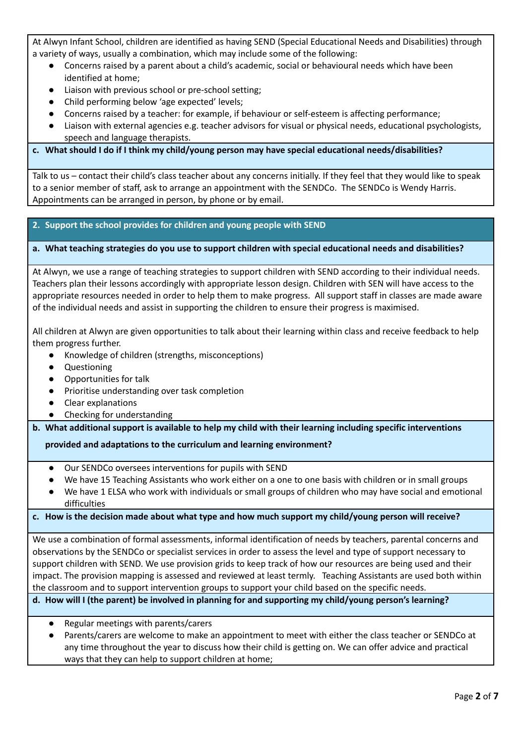At Alwyn Infant School, children are identified as having SEND (Special Educational Needs and Disabilities) through a variety of ways, usually a combination, which may include some of the following:

- Concerns raised by a parent about a child's academic, social or behavioural needs which have been identified at home;
- Liaison with previous school or pre-school setting;
- Child performing below 'age expected' levels;
- Concerns raised by a teacher: for example, if behaviour or self-esteem is affecting performance;
- Liaison with external agencies e.g. teacher advisors for visual or physical needs, educational psychologists, speech and language therapists.

### c. What should I do if I think my child/young person may have special educational needs/disabilities?

Talk to us – contact their child's class teacher about any concerns initially. If they feel that they would like to speak to a senior member of staff, ask to arrange an appointment with the SENDCo. The SENDCo is Wendy Harris. Appointments can be arranged in person, by phone or by email.

## 2. Support the school provides for children and young people with SEND

### a. What teaching strategies do you use to support children with special educational needs and disabilities?

At Alwyn, we use a range of teaching strategies to support children with SEND according to their individual needs. Teachers plan their lessons accordingly with appropriate lesson design. Children with SEN will have access to the appropriate resources needed in order to help them to make progress. All support staff in classes are made aware of the individual needs and assist in supporting the children to ensure their progress is maximised.

All children at Alwyn are given opportunities to talk about their learning within class and receive feedback to help them progress further.

- Knowledge of children (strengths, misconceptions)
- Questioning
- Opportunities for talk
- Prioritise understanding over task completion
- Clear explanations
- Checking for understanding

### b. What additional support is available to help my child with their learning including specific interventions provided and adaptations to the curriculum and learning environment?

- Our SENDCo oversees interventions for pupils with SEND
- We have 15 Teaching Assistants who work either on a one to one basis with children or in small groups
- We have 1 ELSA who work with individuals or small groups of children who may have social and emotional difficulties

### c. How is the decision made about what type and how much support my child/young person will receive?

We use a combination of formal assessments, informal identification of needs by teachers, parental concerns and observations by the SENDCo or specialist services in order to assess the level and type of support necessary to support children with SEND. We use provision grids to keep track of how our resources are being used and their impact. The provision mapping is assessed and reviewed at least termly. Teaching Assistants are used both within the classroom and to support intervention groups to support your child based on the specific needs.

### d. How will I (the parent) be involved in planning for and supporting my child/young person's learning?

- Regular meetings with parents/carers
- Parents/carers are welcome to make an appointment to meet with either the class teacher or SENDCo at any time throughout the year to discuss how their child is getting on. We can offer advice and practical ways that they can help to support children at home;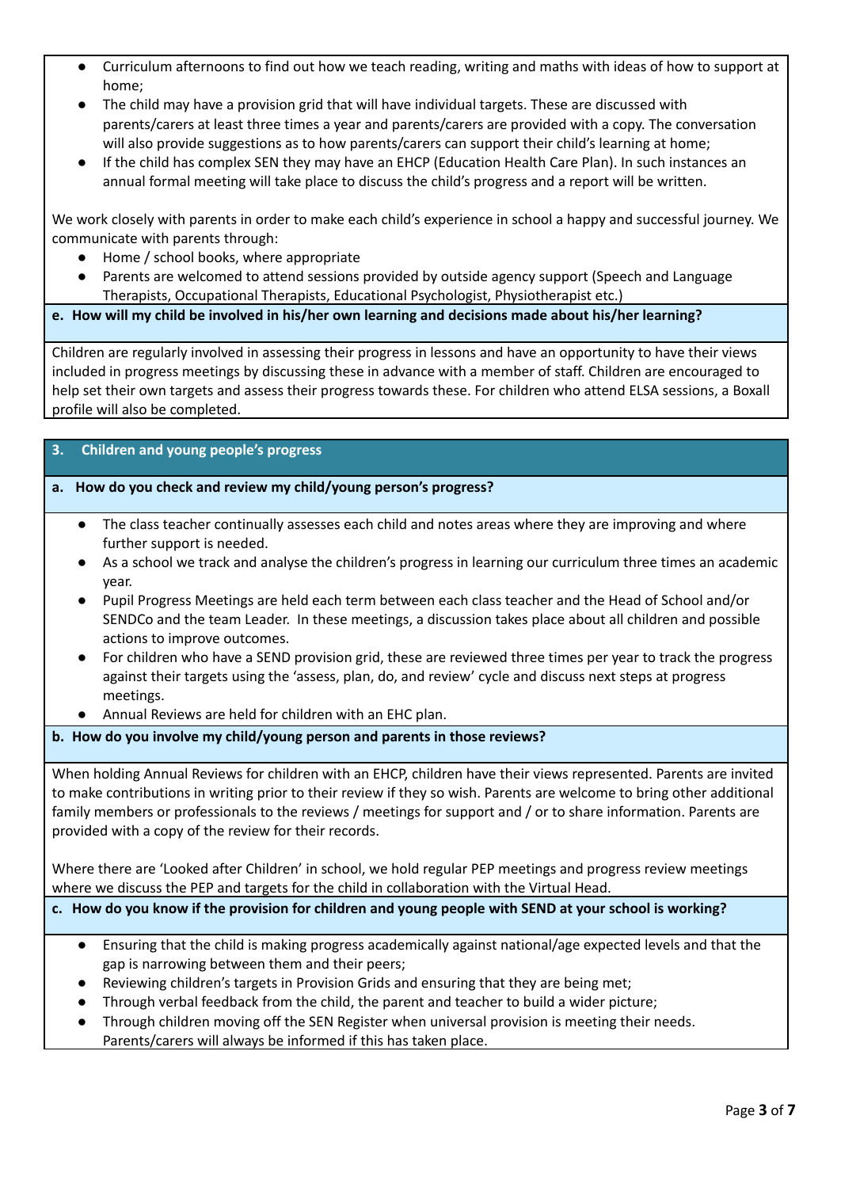- Curriculum afternoons to find out how we teach reading, writing and maths with ideas of how to support at home;
- The child may have a provision grid that will have individual targets. These are discussed with parents/carers at least three times a year and parents/carers are provided with a copy. The conversation will also provide suggestions as to how parents/carers can support their child's learning at home;
- If the child has complex SEN they may have an EHCP (Education Health Care Plan). In such instances an annual formal meeting will take place to discuss the child's progress and a report will be written.

We work closely with parents in order to make each child's experience in school a happy and successful journey. We communicate with parents through:

- Home / school books, where appropriate
- Parents are welcomed to attend sessions provided by outside agency support (Speech and Language Therapists, Occupational Therapists, Educational Psychologist, Physiotherapist etc.)

### e. How will my child be involved in his/her own learning and decisions made about his/her learning?

Children are regularly involved in assessing their progress in lessons and have an opportunity to have their views included in progress meetings by discussing these in advance with a member of staff. Children are encouraged to help set their own targets and assess their progress towards these. For children who attend ELSA sessions, a Boxall profile will also be completed.

## 3. Children and young people's progress

### a. How do you check and review my child/young person's progress?

- The class teacher continually assesses each child and notes areas where they are improving and where further support is needed.
- As a school we track and analyse the children's progress in learning our curriculum three times an academic year.
- Pupil Progress Meetings are held each term between each class teacher and the Head of School and/or SENDCo and the team Leader. In these meetings, a discussion takes place about all children and possible actions to improve outcomes.
- For children who have a SEND provision grid, these are reviewed three times per year to track the progress against their targets using the 'assess, plan, do, and review' cycle and discuss next steps at progress meetings.
- Annual Reviews are held for children with an EHC plan.

### b. How do you involve my child/young person and parents in those reviews?

When holding Annual Reviews for children with an EHCP, children have their views represented. Parents are invited to make contributions in writing prior to their review if they so wish. Parents are welcome to bring other additional family members or professionals to the reviews / meetings for support and / or to share information. Parents are provided with a copy of the review for their records.

Where there are 'Looked after Children' in school, we hold regular PEP meetings and progress review meetings where we discuss the PEP and targets for the child in collaboration with the Virtual Head.

### c. How do you know if the provision for children and young people with SEND at your school is working?

- Ensuring that the child is making progress academically against national/age expected levels and that the gap is narrowing between them and their peers;
- Reviewing children's targets in Provision Grids and ensuring that they are being met;
- Through verbal feedback from the child, the parent and teacher to build a wider picture;
- Through children moving off the SEN Register when universal provision is meeting their needs. Parents/carers will always be informed if this has taken place.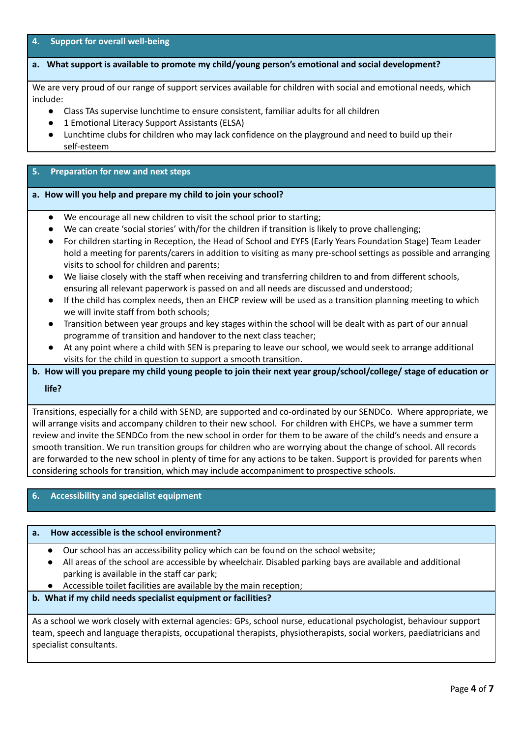## 4. Support for overall well-being

### a. What support is available to promote my child/young person's emotional and social development?

We are very proud of our range of support services available for children with social and emotional needs, which include:

- Class TAs supervise lunchtime to ensure consistent, familiar adults for all children
- 1 Emotional Literacy Support Assistants (ELSA)
- Lunchtime clubs for children who may lack confidence on the playground and need to build up their self-esteem

## 5. Preparation for new and next steps

### a. How will you help and prepare my child to join your school?

- We encourage all new children to visit the school prior to starting;
- We can create 'social stories' with/for the children if transition is likely to prove challenging;
- For children starting in Reception, the Head of School and EYFS (Early Years Foundation Stage) Team Leader hold a meeting for parents/carers in addition to visiting as many pre-school settings as possible and arranging visits to school for children and parents;
- We liaise closely with the staff when receiving and transferring children to and from different schools, ensuring all relevant paperwork is passed on and all needs are discussed and understood;
- If the child has complex needs, then an EHCP review will be used as a transition planning meeting to which we will invite staff from both schools;
- Transition between year groups and key stages within the school will be dealt with as part of our annual programme of transition and handover to the next class teacher;
- At any point where a child with SEN is preparing to leave our school, we would seek to arrange additional visits for the child in question to support a smooth transition.

### b. How will you prepare my child young people to join their next year group/school/college/ stage of education or life?

Transitions, especially for a child with SEND, are supported and co-ordinated by our SENDCo. Where appropriate, we will arrange visits and accompany children to their new school. For children with EHCPs, we have a summer term review and invite the SENDCo from the new school in order for them to be aware of the child's needs and ensure a smooth transition. We run transition groups for children who are worrying about the change of school. All records are forwarded to the new school in plenty of time for any actions to be taken. Support is provided for parents when considering schools for transition, which may include accompaniment to prospective schools.

## 6. Accessibility and specialist equipment

### a. How accessible is the school environment?

- Our school has an accessibility policy which can be found on the school website;
- All areas of the school are accessible by wheelchair. Disabled parking bays are available and additional parking is available in the staff car park;
- Accessible toilet facilities are available by the main reception;

### b. What if my child needs specialist equipment or facilities?

As a school we work closely with external agencies: GPs, school nurse, educational psychologist, behaviour support team, speech and language therapists, occupational therapists, physiotherapists, social workers, paediatricians and specialist consultants.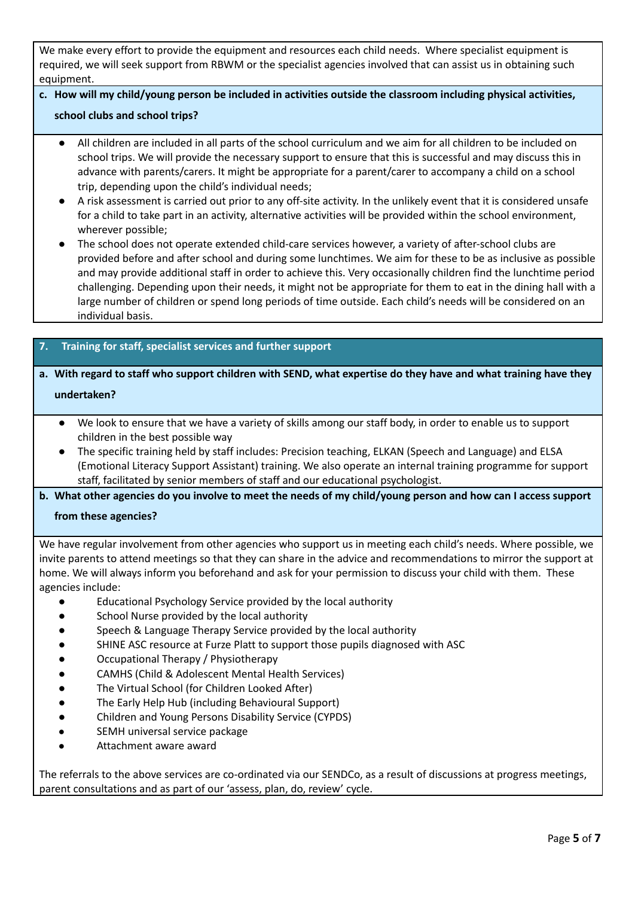We make every effort to provide the equipment and resources each child needs. Where specialist equipment is required, we will seek support from RBWM or the specialist agencies involved that can assist us in obtaining such equipment.

**c. How will my child/young person be included in activities outside the classroom including physical activities, school clubs and school trips?**

- All children are included in all parts of the school curriculum and we aim for all children to be included on school trips. We will provide the necessary support to ensure that this is successful and may discuss this in advance with parents/carers. It might be appropriate for a parent/carer to accompany a child on a school trip, depending upon the child's individual needs;
- A risk assessment is carried out prior to any off-site activity. In the unlikely event that it is considered unsafe for a child to take part in an activity, alternative activities will be provided within the school environment, wherever possible;
- The school does not operate extended child-care services however, a variety of after-school clubs are provided before and after school and during some lunchtimes. We aim for these to be as inclusive as possible and may provide additional staff in order to achieve this. Very occasionally children find the lunchtime period challenging. Depending upon their needs, it might not be appropriate for them to eat in the dining hall with a large number of children or spend long periods of time outside. Each child's needs will be considered on an individual basis.

## 7. Training for staff, specialist services and further support

**a. With regard to staff who support children with SEND, what expertise do they have and what training have they undertaken?**

- We look to ensure that we have a variety of skills among our staff body, in order to enable us to support children in the best possible way
- The specific training held by staff includes: Precision teaching, ELKAN (Speech and Language) and ELSA (Emotional Literacy Support Assistant) training. We also operate an internal training programme for support staff, facilitated by senior members of staff and our educational psychologist.

**b. What other agencies do you involve to meet the needs of my child/young person and how can I access support from these agencies?**

We have regular involvement from other agencies who support us in meeting each child's needs. Where possible, we invite parents to attend meetings so that they can share in the advice and recommendations to mirror the support at home. We will always inform you beforehand and ask for your permission to discuss your child with them. These agencies include:

- Educational Psychology Service provided by the local authority
- School Nurse provided by the local authority
- Speech & Language Therapy Service provided by the local authority
- SHINE ASC resource at Furze Platt to support those pupils diagnosed with ASC
- Occupational Therapy / Physiotherapy
- CAMHS (Child & Adolescent Mental Health Services)
- The Virtual School (for Children Looked After)
- The Early Help Hub (including Behavioural Support)
- Children and Young Persons Disability Service (CYPDS)
- SEMH universal service package
- Attachment aware award

The referrals to the above services are co-ordinated via our SENDCo, as a result of discussions at progress meetings, parent consultations and as part of our 'assess, plan, do, review' cycle.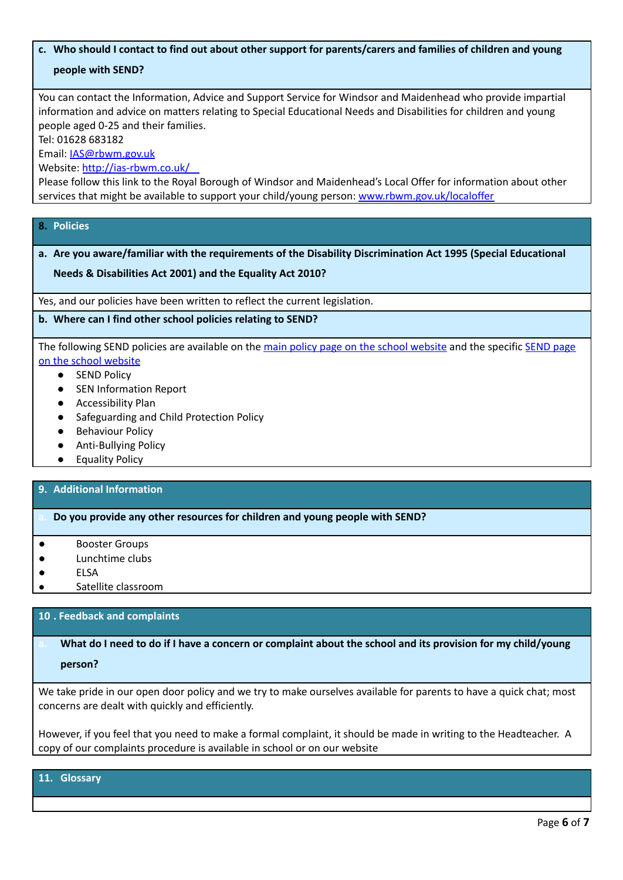**c. Who should I contact to find out about other support for parents/carers and families of children and young people with SEND?**

You can contact the Information, Advice and Support Service for Windsor and Maidenhead who provide impartial information and advice on matters relating to Special Educational Needs and Disabilities for children and young people aged 0-25 and their families.
Tel: 01628 683182
Email: [IAS@rbwm.gov.uk](mailto:IAS@rbwm.gov.uk)
Website: [http://ias-rbwm.co.uk/](http://ias-rbwm.co.uk/)
Please follow this link to the Royal Borough of Windsor and Maidenhead's Local Offer for information about other services that might be available to support your child/young person: [www.rbwm.gov.uk/localoffer](http://www.rbwm.gov.uk/localoffer)

## 8. Policies

**a. Are you aware/familiar with the requirements of the Disability Discrimination Act 1995 (Special Educational Needs & Disabilities Act 2001) and the Equality Act 2010?**

Yes, and our policies have been written to reflect the current legislation.

**b. Where can I find other school policies relating to SEND?**

The following SEND policies are available on the main policy page on the school website and the specific SEND page on the school website

- SEND Policy
- SEN Information Report
- Accessibility Plan
- Safeguarding and Child Protection Policy
- Behaviour Policy
- Anti-Bullying Policy
- Equality Policy

## 9. Additional Information

**a. Do you provide any other resources for children and young people with SEND?**

- Booster Groups
- Lunchtime clubs
- ELSA
- Satellite classroom

## 10 . Feedback and complaints

**a. What do I need to do if I have a concern or complaint about the school and its provision for my child/young person?**

We take pride in our open door policy and we try to make ourselves available for parents to have a quick chat; most concerns are dealt with quickly and efficiently.

However, if you feel that you need to make a formal complaint, it should be made in writing to the Headteacher. A copy of our complaints procedure is available in school or on our website

## 11. Glossary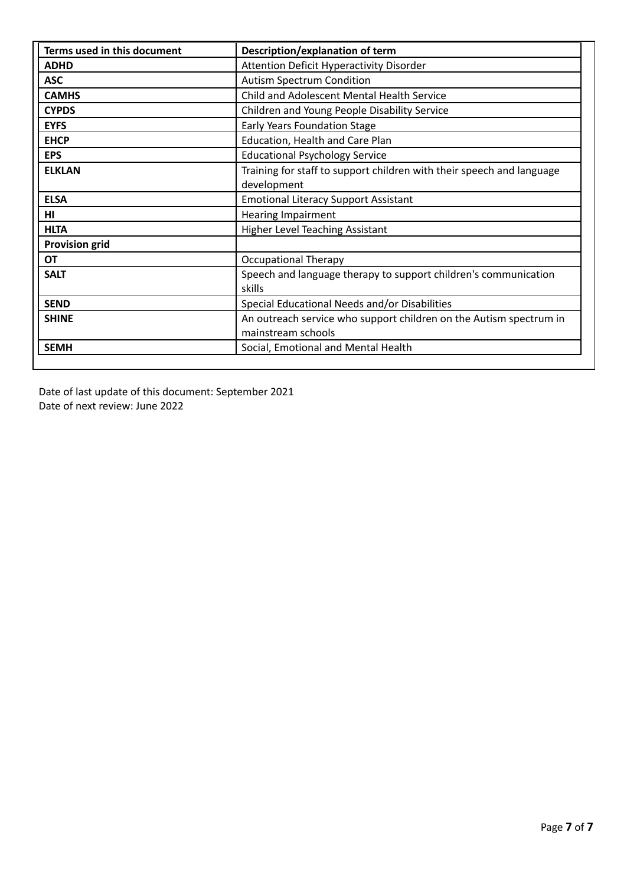| **Terms used in this document** | **Description/explanation of term** |
| --- | --- |
| **ADHD** | Attention Deficit Hyperactivity Disorder |
| **ASC** | Autism Spectrum Condition |
| **CAMHS** | Child and Adolescent Mental Health Service |
| **CYPDS** | Children and Young People Disability Service |
| **EYFS** | Early Years Foundation Stage |
| **EHCP** | Education, Health and Care Plan |
| **EPS** | Educational Psychology Service |
| **ELKLAN** | Training for staff to support children with their speech and language development |
| **ELSA** | Emotional Literacy Support Assistant |
| **HI** | Hearing Impairment |
| **HLTA** | Higher Level Teaching Assistant |
| **Provision grid** | |
| **OT** | Occupational Therapy |
| **SALT** | Speech and language therapy to support children's communication skills |
| **SEND** | Special Educational Needs and/or Disabilities |
| **SHINE** | An outreach service who support children on the Autism spectrum in mainstream schools |
| **SEMH** | Social, Emotional and Mental Health |

Date of last update of this document: September 2021
Date of next review: June 2022